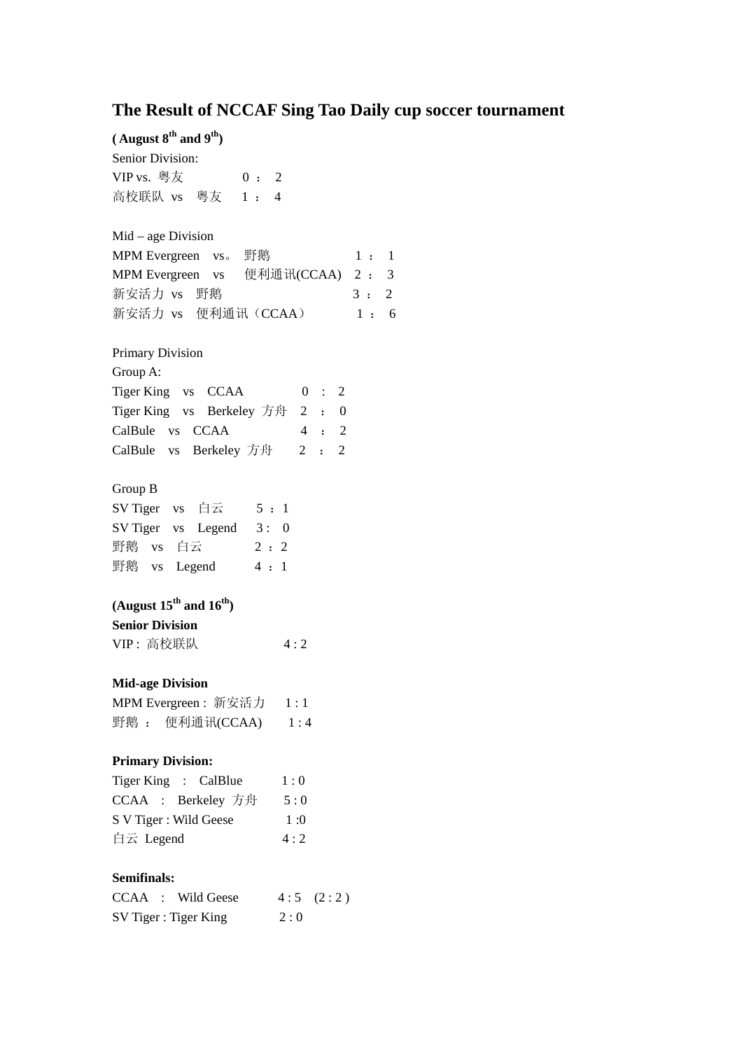# The Result of NCCAF Sing Tao Daily cup soccer tournament

**( August 8th and 9th)**

Senior Division:

VIP vs. 粤友 0 ： 2

高校联队 vs 粤友 1 ： 4

Mid – age Division

MPM Evergreen vs。 野鹅 1 ： 1

MPM Evergreen vs 便利通讯(CCAA) 2 ： 3

新安活力 vs 野鹅 3 ： 2

新安活力 vs 便利通讯（CCAA） 1 ： 6

Primary Division

Group A:

Tiger King vs CCAA 0 : 2

Tiger King vs Berkeley 方舟 2 ： 0

CalBule vs CCAA 4 ： 2

CalBule vs Berkeley 方舟 2 ： 2

Group B

SV Tiger vs 白云 5 ： 1

SV Tiger vs Legend 3 : 0

野鹅 vs 白云 2 ： 2

野鹅 vs Legend 4 ： 1

**(August 15th and 16th)**

**Senior Division**

VIP : 高校联队 4 : 2

**Mid-age Division**

MPM Evergreen : 新安活力 1 : 1

野鹅 ： 便利通讯(CCAA) 1 : 4

**Primary Division:**

Tiger King : CalBlue 1 : 0

CCAA : Berkeley 方舟 5 : 0

S V Tiger : Wild Geese 1 :0

白云 Legend 4 : 2

**Semifinals:**

CCAA : Wild Geese 4 : 5 (2 : 2 )

SV Tiger : Tiger King 2 : 0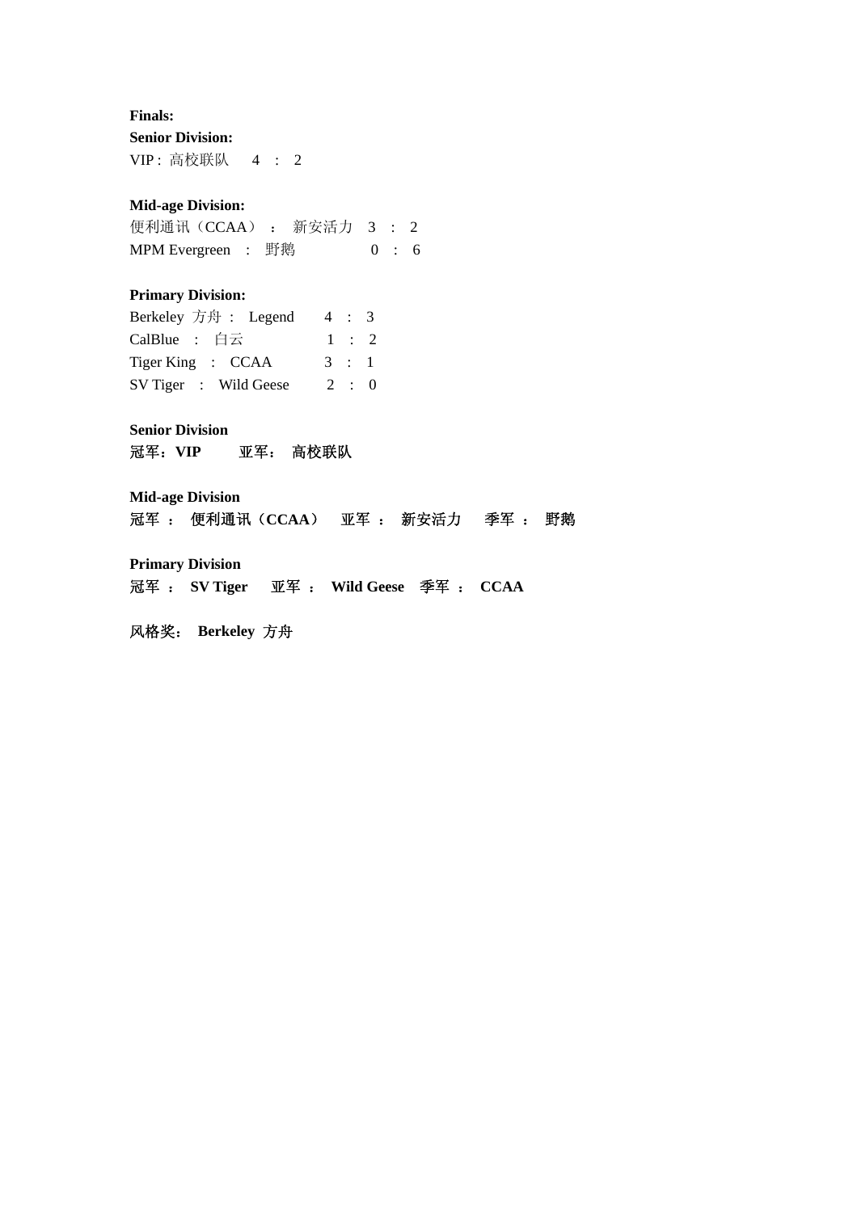**Finals:**

**Senior Division:**

VIP : 高校联队 4 : 2

**Mid-age Division:**

便利通讯（CCAA） ： 新安活力 3 : 2

MPM Evergreen : 野鹅 0 : 6

**Primary Division:**

Berkeley 方舟 : Legend 4 : 3

CalBlue : 白云 1 : 2

Tiger King : CCAA 3 : 1

SV Tiger : Wild Geese 2 : 0

**Senior Division**

**冠军：VIP 亚军： 高校联队**

**Mid-age Division**

**冠军 ： 便利通讯（CCAA） 亚军 ： 新安活力 季军 ： 野鹅**

**Primary Division**

**冠军 ： SV Tiger 亚军 ： Wild Geese 季军 ： CCAA**

**风格奖： Berkeley 方舟**